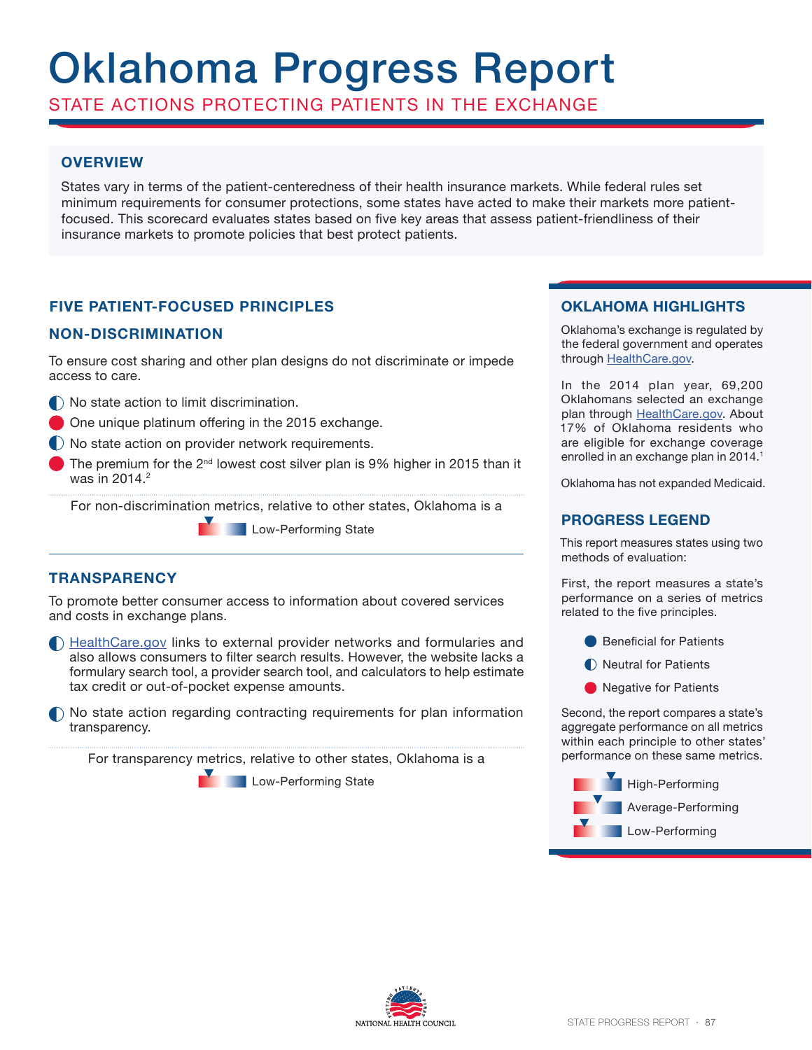# Oklahoma Progress Report

## STATE ACTIONS PROTECTING PATIENTS IN THE EXCHANGE

### OVERVIEW

States vary in terms of the patient-centeredness of their health insurance markets. While federal rules set minimum requirements for consumer protections, some states have acted to make their markets more patient-focused. This scorecard evaluates states based on five key areas that assess patient-friendliness of their insurance markets to promote policies that best protect patients.

### FIVE PATIENT-FOCUSED PRINCIPLES

### NON-DISCRIMINATION

To ensure cost sharing and other plan designs do not discriminate or impede access to care.

- ◐ No state action to limit discrimination.
- ● One unique platinum offering in the 2015 exchange.
- ◐ No state action on provider network requirements.
- ● The premium for the 2nd lowest cost silver plan is 9% higher in 2015 than it was in 2014.[2]

For non-discrimination metrics, relative to other states, Oklahoma is a

Low-Performing State

### TRANSPARENCY

To promote better consumer access to information about covered services and costs in exchange plans.

- ◐ HealthCare.gov links to external provider networks and formularies and also allows consumers to filter search results. However, the website lacks a formulary search tool, a provider search tool, and calculators to help estimate tax credit or out-of-pocket expense amounts.
- ◐ No state action regarding contracting requirements for plan information transparency.

For transparency metrics, relative to other states, Oklahoma is a

Low-Performing State

### OKLAHOMA HIGHLIGHTS

Oklahoma's exchange is regulated by the federal government and operates through HealthCare.gov.

In the 2014 plan year, 69,200 Oklahomans selected an exchange plan through HealthCare.gov. About 17% of Oklahoma residents who are eligible for exchange coverage enrolled in an exchange plan in 2014.[1]

Oklahoma has not expanded Medicaid.

### PROGRESS LEGEND

This report measures states using two methods of evaluation:

First, the report measures a state's performance on a series of metrics related to the five principles.

- ● Beneficial for Patients
- ◐ Neutral for Patients
- ● Negative for Patients

Second, the report compares a state's aggregate performance on all metrics within each principle to other states' performance on these same metrics.

- High-Performing
- Average-Performing
- Low-Performing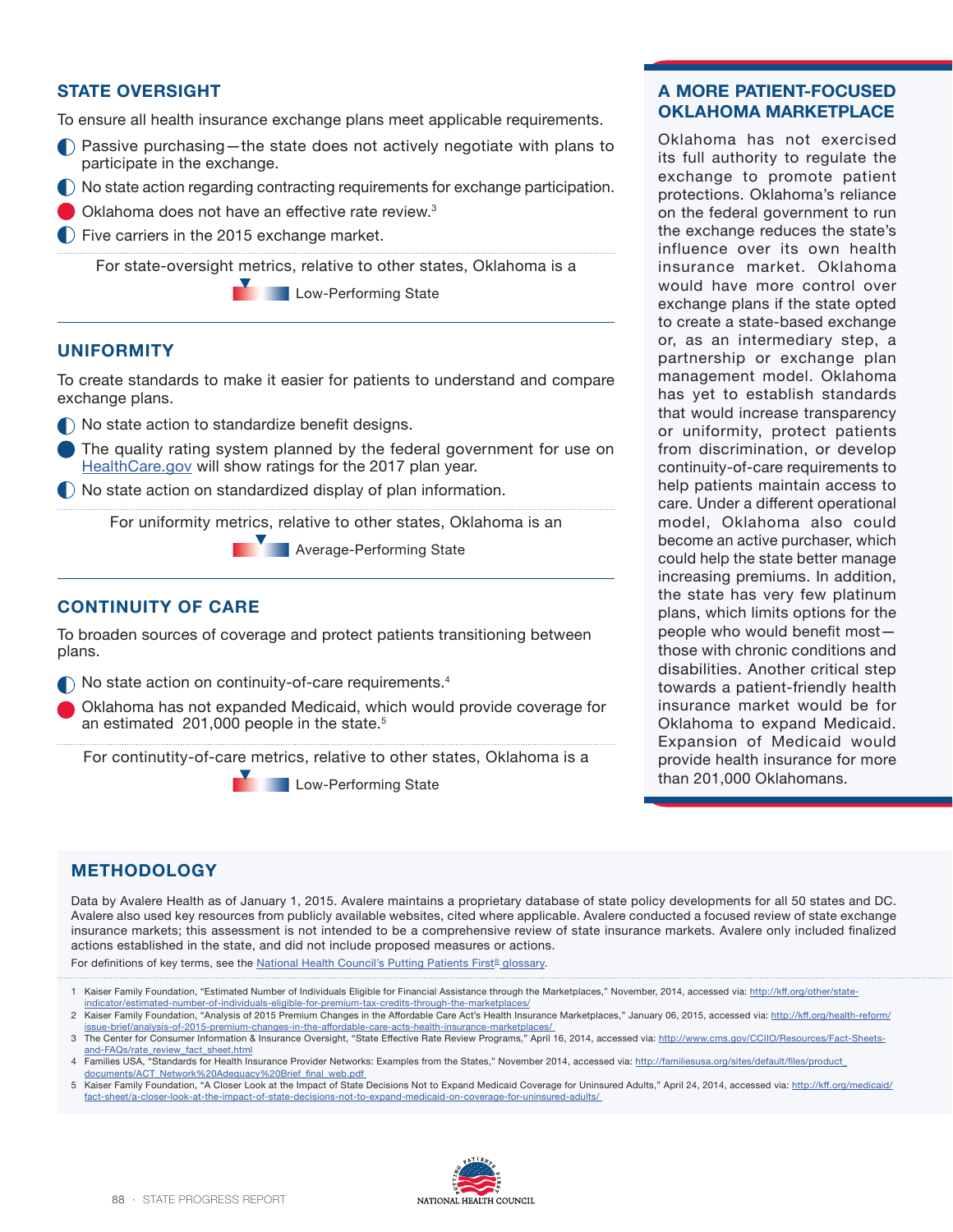## STATE OVERSIGHT

To ensure all health insurance exchange plans meet applicable requirements.

- Passive purchasing—the state does not actively negotiate with plans to participate in the exchange.
- No state action regarding contracting requirements for exchange participation.
- Oklahoma does not have an effective rate review.[3]
- Five carriers in the 2015 exchange market.

For state-oversight metrics, relative to other states, Oklahoma is a

Low-Performing State

## UNIFORMITY

To create standards to make it easier for patients to understand and compare exchange plans.

- No state action to standardize benefit designs.
- The quality rating system planned by the federal government for use on HealthCare.gov will show ratings for the 2017 plan year.
- No state action on standardized display of plan information.

For uniformity metrics, relative to other states, Oklahoma is an

Average-Performing State

## CONTINUITY OF CARE

To broaden sources of coverage and protect patients transitioning between plans.

- No state action on continuity-of-care requirements.[4]
- Oklahoma has not expanded Medicaid, which would provide coverage for an estimated 201,000 people in the state.[5]

For contintuity-of-care metrics, relative to other states, Oklahoma is a

Low-Performing State

## A MORE PATIENT-FOCUSED OKLAHOMA MARKETPLACE

Oklahoma has not exercised its full authority to regulate the exchange to promote patient protections. Oklahoma's reliance on the federal government to run the exchange reduces the state's influence over its own health insurance market. Oklahoma would have more control over exchange plans if the state opted to create a state-based exchange or, as an intermediary step, a partnership or exchange plan management model. Oklahoma has yet to establish standards that would increase transparency or uniformity, protect patients from discrimination, or develop continuity-of-care requirements to help patients maintain access to care. Under a different operational model, Oklahoma also could become an active purchaser, which could help the state better manage increasing premiums. In addition, the state has very few platinum plans, which limits options for the people who would benefit most—those with chronic conditions and disabilities. Another critical step towards a patient-friendly health insurance market would be for Oklahoma to expand Medicaid. Expansion of Medicaid would provide health insurance for more than 201,000 Oklahomans.

## METHODOLOGY

Data by Avalere Health as of January 1, 2015. Avalere maintains a proprietary database of state policy developments for all 50 states and DC. Avalere also used key resources from publicly available websites, cited where applicable. Avalere conducted a focused review of state exchange insurance markets; this assessment is not intended to be a comprehensive review of state insurance markets. Avalere only included finalized actions established in the state, and did not include proposed measures or actions.

For definitions of key terms, see the National Health Council's Putting Patients First® glossary.

1. Kaiser Family Foundation, "Estimated Number of Individuals Eligible for Financial Assistance through the Marketplaces," November, 2014, accessed via: http://kff.org/other/state-indicator/estimated-number-of-individuals-eligible-for-premium-tax-credits-through-the-marketplaces/
2. Kaiser Family Foundation, "Analysis of 2015 Premium Changes in the Affordable Care Act's Health Insurance Marketplaces," January 06, 2015, accessed via: http://kff.org/health-reform/issue-brief/analysis-of-2015-premium-changes-in-the-affordable-care-acts-health-insurance-marketplaces/
3. The Center for Consumer Information & Insurance Oversight, "State Effective Rate Review Programs," April 16, 2014, accessed via: http://www.cms.gov/CCIIO/Resources/Fact-Sheets-and-FAQs/rate_review_fact_sheet.html
4. Families USA, "Standards for Health Insurance Provider Networks: Examples from the States," November 2014, accessed via: http://familiesusa.org/sites/default/files/product_documents/ACT_Network%20Adequacy%20Brief_final_web.pdf
5. Kaiser Family Foundation, "A Closer Look at the Impact of State Decisions Not to Expand Medicaid Coverage for Uninsured Adults," April 24, 2014, accessed via: http://kff.org/medicaid/fact-sheet/a-closer-look-at-the-impact-of-state-decisions-not-to-expand-medicaid-on-coverage-for-uninsured-adults/